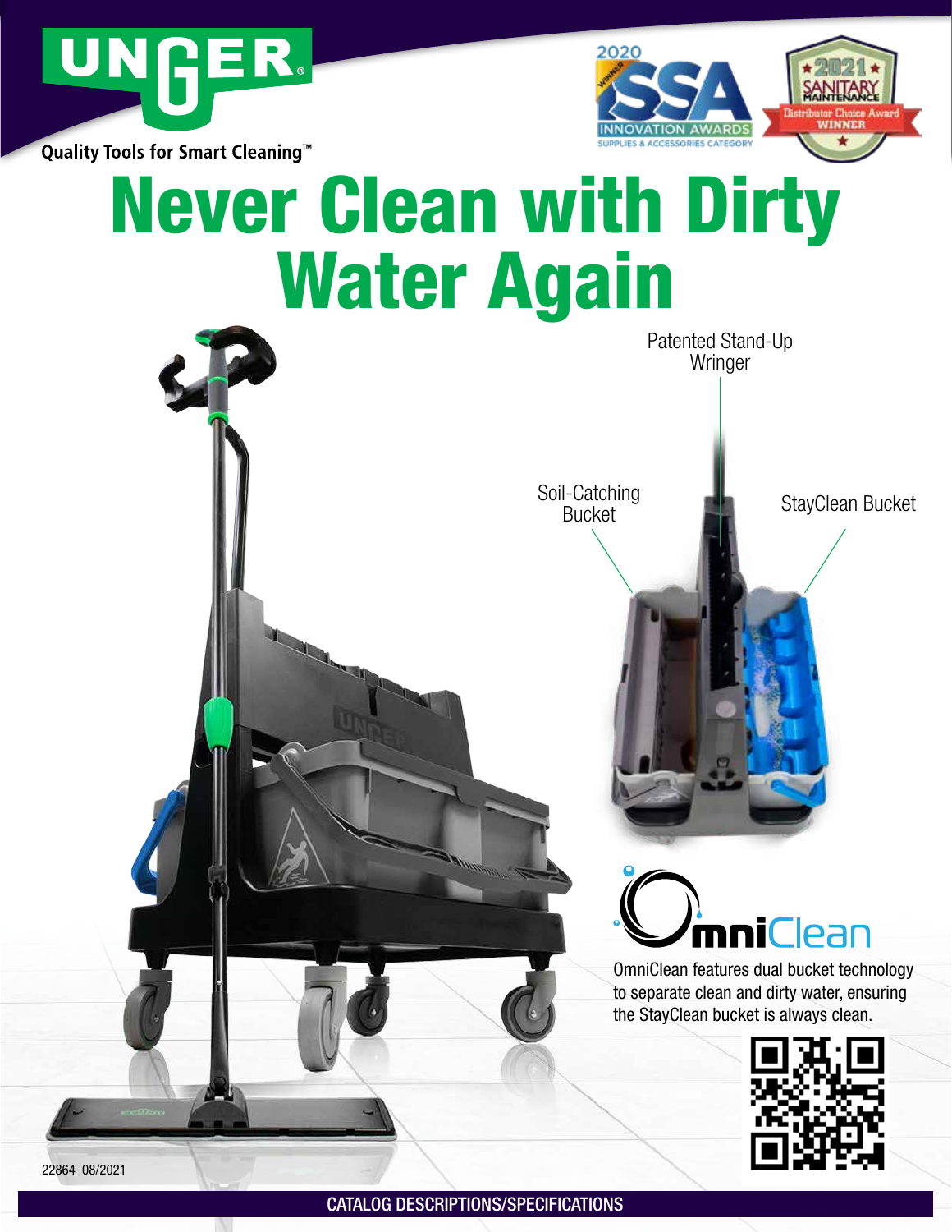UNGER®

Quality Tools for Smart Cleaning™

2020 Winner ISSA Innovation Awards — Supplies & Accessories Category

2021 Sanitary Maintenance Distributor Choice Award Winner

# Never Clean with Dirty Water Again

Patented Stand-Up Wringer

Soil-Catching Bucket

StayClean Bucket

OmniClean

OmniClean features dual bucket technology to separate clean and dirty water, ensuring the StayClean bucket is always clean.

22864 08/2021

CATALOG DESCRIPTIONS/SPECIFICATIONS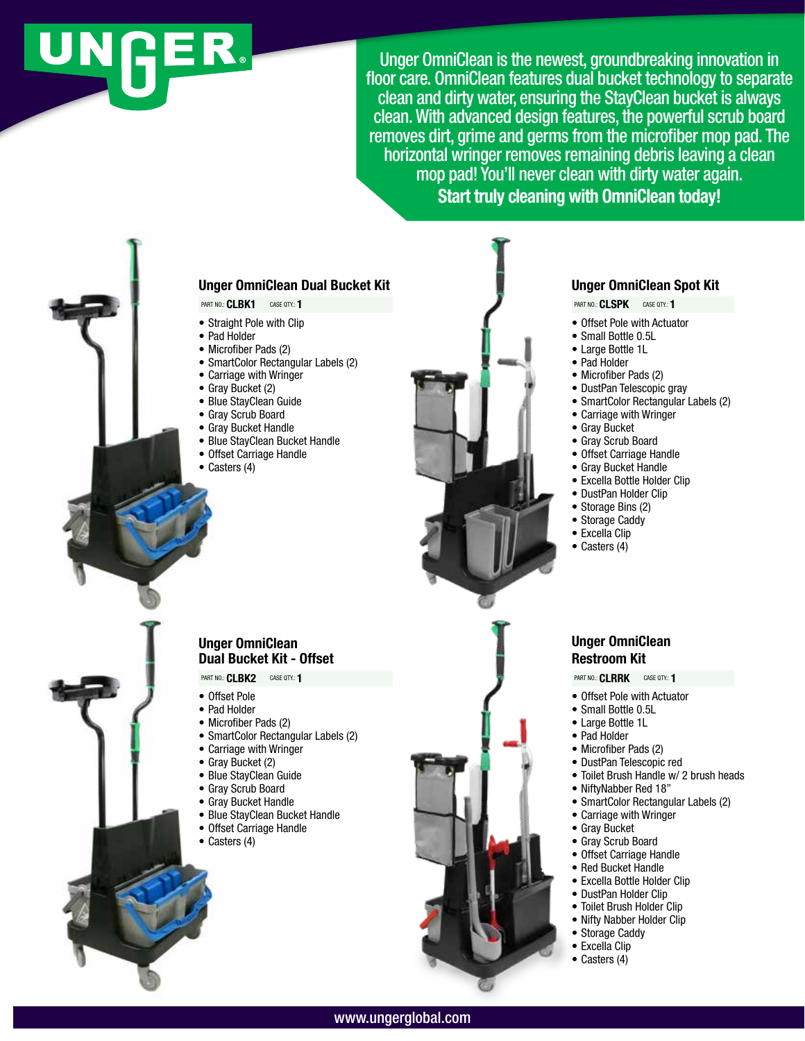Unger OmniClean is the newest, groundbreaking innovation in floor care. OmniClean features dual bucket technology to separate clean and dirty water, ensuring the StayClean bucket is always clean. With advanced design features, the powerful scrub board removes dirt, grime and germs from the microfiber mop pad. The horizontal wringer removes remaining debris leaving a clean mop pad! You'll never clean with dirty water again.

**Start truly cleaning with OmniClean today!**

## Unger OmniClean Dual Bucket Kit

PART NO.: **CLBK1** CASE QTY.: **1**

- Straight Pole with Clip
- Pad Holder
- Microfiber Pads (2)
- SmartColor Rectangular Labels (2)
- Carriage with Wringer
- Gray Bucket (2)
- Blue StayClean Guide
- Gray Scrub Board
- Gray Bucket Handle
- Blue StayClean Bucket Handle
- Offset Carriage Handle
- Casters (4)

## Unger OmniClean Spot Kit

PART NO.: **CLSPK** CASE QTY.: **1**

- Offset Pole with Actuator
- Small Bottle 0.5L
- Large Bottle 1L
- Pad Holder
- Microfiber Pads (2)
- DustPan Telescopic gray
- SmartColor Rectangular Labels (2)
- Carriage with Wringer
- Gray Bucket
- Gray Scrub Board
- Offset Carriage Handle
- Gray Bucket Handle
- Excella Bottle Holder Clip
- DustPan Holder Clip
- Storage Bins (2)
- Storage Caddy
- Excella Clip
- Casters (4)

## Unger OmniClean Dual Bucket Kit - Offset

PART NO.: **CLBK2** CASE QTY.: **1**

- Offset Pole
- Pad Holder
- Microfiber Pads (2)
- SmartColor Rectangular Labels (2)
- Carriage with Wringer
- Gray Bucket (2)
- Blue StayClean Guide
- Gray Scrub Board
- Gray Bucket Handle
- Blue StayClean Bucket Handle
- Offset Carriage Handle
- Casters (4)

## Unger OmniClean Restroom Kit

PART NO.: **CLRRK** CASE QTY.: **1**

- Offset Pole with Actuator
- Small Bottle 0.5L
- Large Bottle 1L
- Pad Holder
- Microfiber Pads (2)
- DustPan Telescopic red
- Toilet Brush Handle w/ 2 brush heads
- NiftyNabber Red 18"
- SmartColor Rectangular Labels (2)
- Carriage with Wringer
- Gray Bucket
- Gray Scrub Board
- Offset Carriage Handle
- Red Bucket Handle
- Excella Bottle Holder Clip
- DustPan Holder Clip
- Toilet Brush Holder Clip
- Nifty Nabber Holder Clip
- Storage Caddy
- Excella Clip
- Casters (4)

www.ungerglobal.com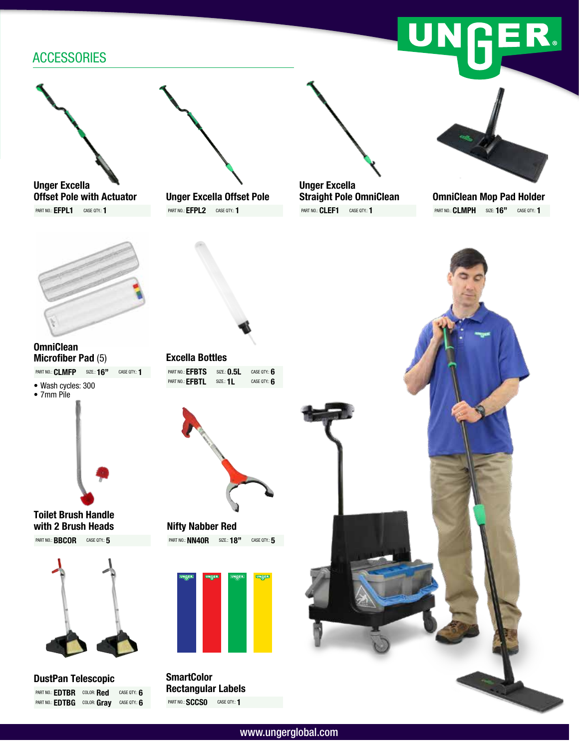## ACCESSORIES

### Unger Excella Offset Pole with Actuator

PART NO.: **EFPL1** CASE QTY.: **1**

### Unger Excella Offset Pole

PART NO.: **EFPL2** CASE QTY.: **1**

### Unger Excella Straight Pole OmniClean

PART NO.: **CLEF1** CASE QTY.: **1**

### OmniClean Mop Pad Holder

PART NO.: **CLMPH** SIZE: **16"** CASE QTY.: **1**

### OmniClean Microfiber Pad (5)

PART NO.: **CLMFP** SIZE: **16"** CASE QTY.: **1**

- Wash cycles: 300
- 7mm Pile

### Excella Bottles

| PART NO. | SIZE | CASE QTY. |
|---|---|---|
| EFBTS | 0.5L | 6 |
| EFBTL | 1L | 6 |

### Toilet Brush Handle with 2 Brush Heads

PART NO.: **BBCOR** CASE QTY.: **5**

### Nifty Nabber Red

PART NO.: **NN40R** SIZE: **18"** CASE QTY.: **5**

### DustPan Telescopic

| PART NO. | COLOR | CASE QTY. |
|---|---|---|
| EDTBR | Red | 6 |
| EDTBG | Gray | 6 |

### SmartColor Rectangular Labels

PART NO.: **SCCSO** CASE QTY.: **1**

www.ungerglobal.com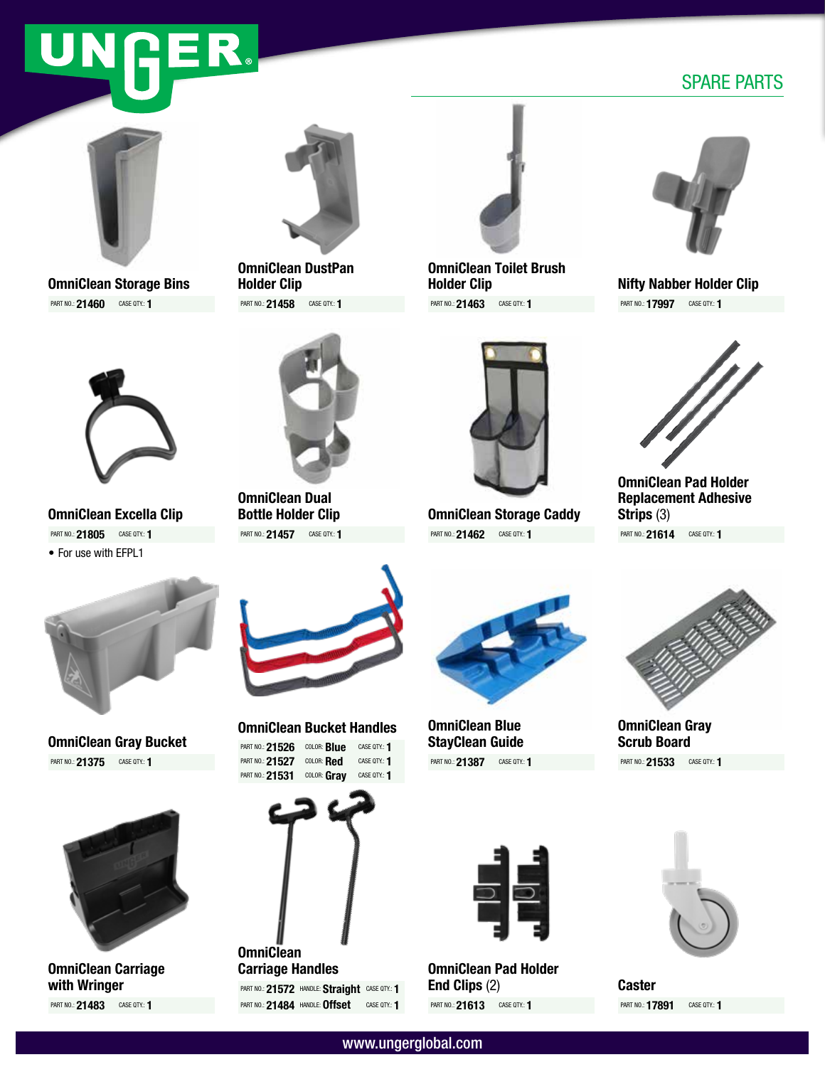## SPARE PARTS

### OmniClean Storage Bins
PART NO.: 21460 CASE QTY.: 1

### OmniClean DustPan Holder Clip
PART NO.: 21458 CASE QTY.: 1

### OmniClean Toilet Brush Holder Clip
PART NO.: 21463 CASE QTY.: 1

### Nifty Nabber Holder Clip
PART NO.: 17997 CASE QTY.: 1

### OmniClean Excella Clip
PART NO.: 21805 CASE QTY.: 1

- For use with EFPL1

### OmniClean Dual Bottle Holder Clip
PART NO.: 21457 CASE QTY.: 1

### OmniClean Storage Caddy
PART NO.: 21462 CASE QTY.: 1

### OmniClean Pad Holder Replacement Adhesive Strips (3)
PART NO.: 21614 CASE QTY.: 1

### OmniClean Gray Bucket
PART NO.: 21375 CASE QTY.: 1

### OmniClean Bucket Handles

| PART NO. | COLOR | CASE QTY. |
|---|---|---|
| 21526 | Blue | 1 |
| 21527 | Red | 1 |
| 21531 | Gray | 1 |

### OmniClean Blue StayClean Guide
PART NO.: 21387 CASE QTY.: 1

### OmniClean Gray Scrub Board
PART NO.: 21533 CASE QTY.: 1

### OmniClean Carriage with Wringer
PART NO.: 21483 CASE QTY.: 1

### OmniClean Carriage Handles

| PART NO. | HANDLE | CASE QTY. |
|---|---|---|
| 21572 | Straight | 1 |
| 21484 | Offset | 1 |

### OmniClean Pad Holder End Clips (2)
PART NO.: 21613 CASE QTY.: 1

### Caster
PART NO.: 17891 CASE QTY.: 1

www.ungerglobal.com